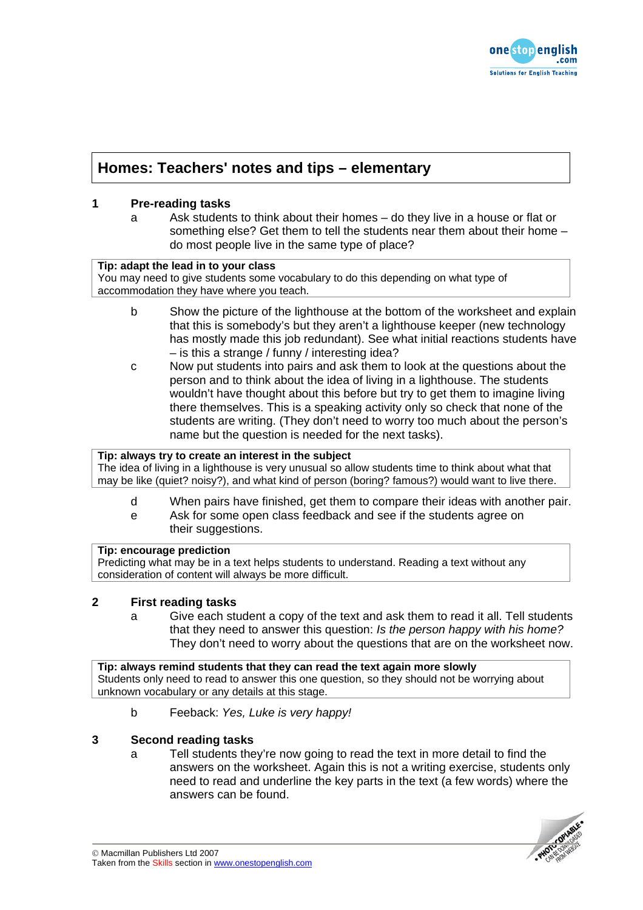# Homes: Teachers' notes and tips – elementary

## 1 Pre-reading tasks

a. Ask students to think about their homes – do they live in a house or flat or something else? Get them to tell the students near them about their home – do most people live in the same type of place?

> **Tip: adapt the lead in to your class**
> You may need to give students some vocabulary to do this depending on what type of accommodation they have where you teach.

b. Show the picture of the lighthouse at the bottom of the worksheet and explain that this is somebody's but they aren't a lighthouse keeper (new technology has mostly made this job redundant). See what initial reactions students have – is this a strange / funny / interesting idea?

c. Now put students into pairs and ask them to look at the questions about the person and to think about the idea of living in a lighthouse. The students wouldn't have thought about this before but try to get them to imagine living there themselves. This is a speaking activity only so check that none of the students are writing. (They don't need to worry too much about the person's name but the question is needed for the next tasks).

> **Tip: always try to create an interest in the subject**
> The idea of living in a lighthouse is very unusual so allow students time to think about what that may be like (quiet? noisy?), and what kind of person (boring? famous?) would want to live there.

d. When pairs have finished, get them to compare their ideas with another pair.

e. Ask for some open class feedback and see if the students agree on their suggestions.

> **Tip: encourage prediction**
> Predicting what may be in a text helps students to understand. Reading a text without any consideration of content will always be more difficult.

## 2 First reading tasks

a. Give each student a copy of the text and ask them to read it all. Tell students that they need to answer this question: *Is the person happy with his home?* They don't need to worry about the questions that are on the worksheet now.

> **Tip: always remind students that they can read the text again more slowly**
> Students only need to read to answer this one question, so they should not be worrying about unknown vocabulary or any details at this stage.

b. Feeback: *Yes, Luke is very happy!*

## 3 Second reading tasks

a. Tell students they're now going to read the text in more detail to find the answers on the worksheet. Again this is not a writing exercise, students only need to read and underline the key parts in the text (a few words) where the answers can be found.

© Macmillan Publishers Ltd 2007
Taken from the Skills section in www.onestopenglish.com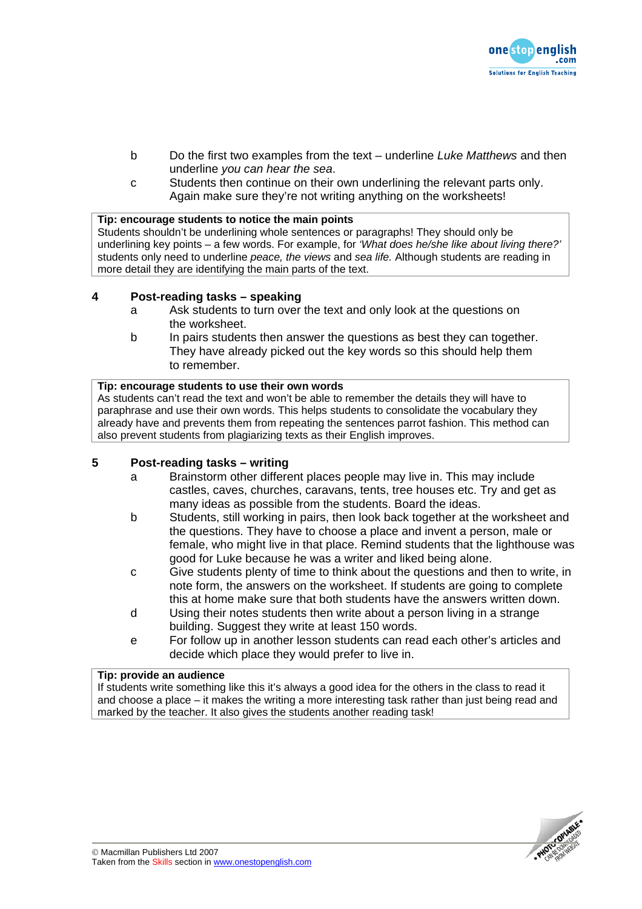b. Do the first two examples from the text – underline *Luke Matthews* and then underline *you can hear the sea*.
c. Students then continue on their own underlining the relevant parts only. Again make sure they're not writing anything on the worksheets!

**Tip: encourage students to notice the main points**
Students shouldn't be underlining whole sentences or paragraphs! They should only be underlining key points – a few words. For example, for *'What does he/she like about living there?'* students only need to underline *peace, the views* and *sea life.* Although students are reading in more detail they are identifying the main parts of the text.

## 4 Post-reading tasks – speaking

a. Ask students to turn over the text and only look at the questions on the worksheet.
b. In pairs students then answer the questions as best they can together. They have already picked out the key words so this should help them to remember.

**Tip: encourage students to use their own words**
As students can't read the text and won't be able to remember the details they will have to paraphrase and use their own words. This helps students to consolidate the vocabulary they already have and prevents them from repeating the sentences parrot fashion. This method can also prevent students from plagiarizing texts as their English improves.

## 5 Post-reading tasks – writing

a. Brainstorm other different places people may live in. This may include castles, caves, churches, caravans, tents, tree houses etc. Try and get as many ideas as possible from the students. Board the ideas.
b. Students, still working in pairs, then look back together at the worksheet and the questions. They have to choose a place and invent a person, male or female, who might live in that place. Remind students that the lighthouse was good for Luke because he was a writer and liked being alone.
c. Give students plenty of time to think about the questions and then to write, in note form, the answers on the worksheet. If students are going to complete this at home make sure that both students have the answers written down.
d. Using their notes students then write about a person living in a strange building. Suggest they write at least 150 words.
e. For follow up in another lesson students can read each other's articles and decide which place they would prefer to live in.

**Tip: provide an audience**
If students write something like this it's always a good idea for the others in the class to read it and choose a place – it makes the writing a more interesting task rather than just being read and marked by the teacher. It also gives the students another reading task!